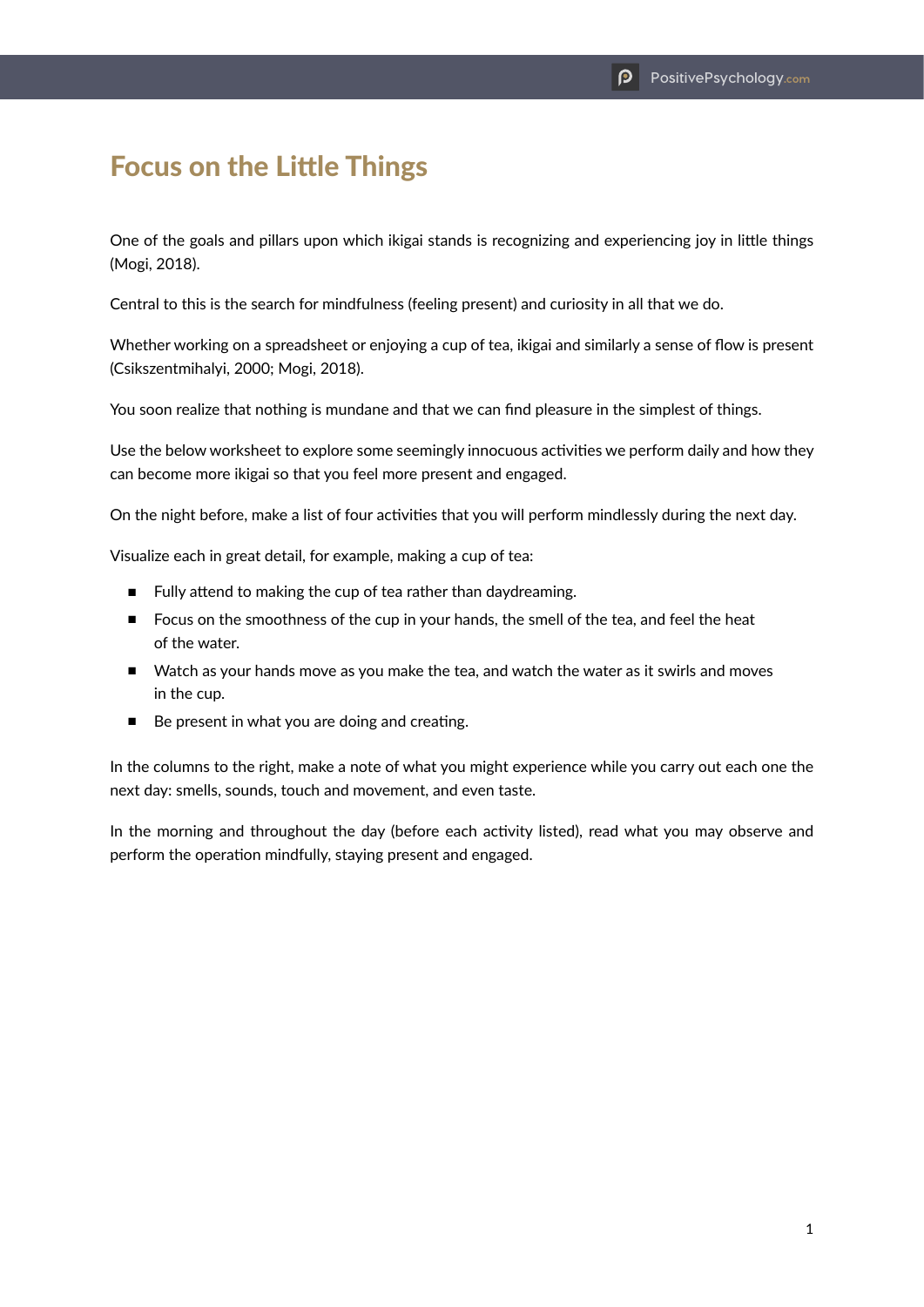# Focus on the Little Things

One of the goals and pillars upon which ikigai stands is recognizing and experiencing joy in little things (Mogi, 2018).

Central to this is the search for mindfulness (feeling present) and curiosity in all that we do.

Whether working on a spreadsheet or enjoying a cup of tea, ikigai and similarly a sense of flow is present (Csikszentmihalyi, 2000; Mogi, 2018).

You soon realize that nothing is mundane and that we can find pleasure in the simplest of things.

Use the below worksheet to explore some seemingly innocuous activities we perform daily and how they can become more ikigai so that you feel more present and engaged.

On the night before, make a list of four activities that you will perform mindlessly during the next day.

Visualize each in great detail, for example, making a cup of tea:

- Fully attend to making the cup of tea rather than daydreaming.
- Focus on the smoothness of the cup in your hands, the smell of the tea, and feel the heat of the water.
- Watch as your hands move as you make the tea, and watch the water as it swirls and moves in the cup.
- Be present in what you are doing and creating.

In the columns to the right, make a note of what you might experience while you carry out each one the next day: smells, sounds, touch and movement, and even taste.

In the morning and throughout the day (before each activity listed), read what you may observe and perform the operation mindfully, staying present and engaged.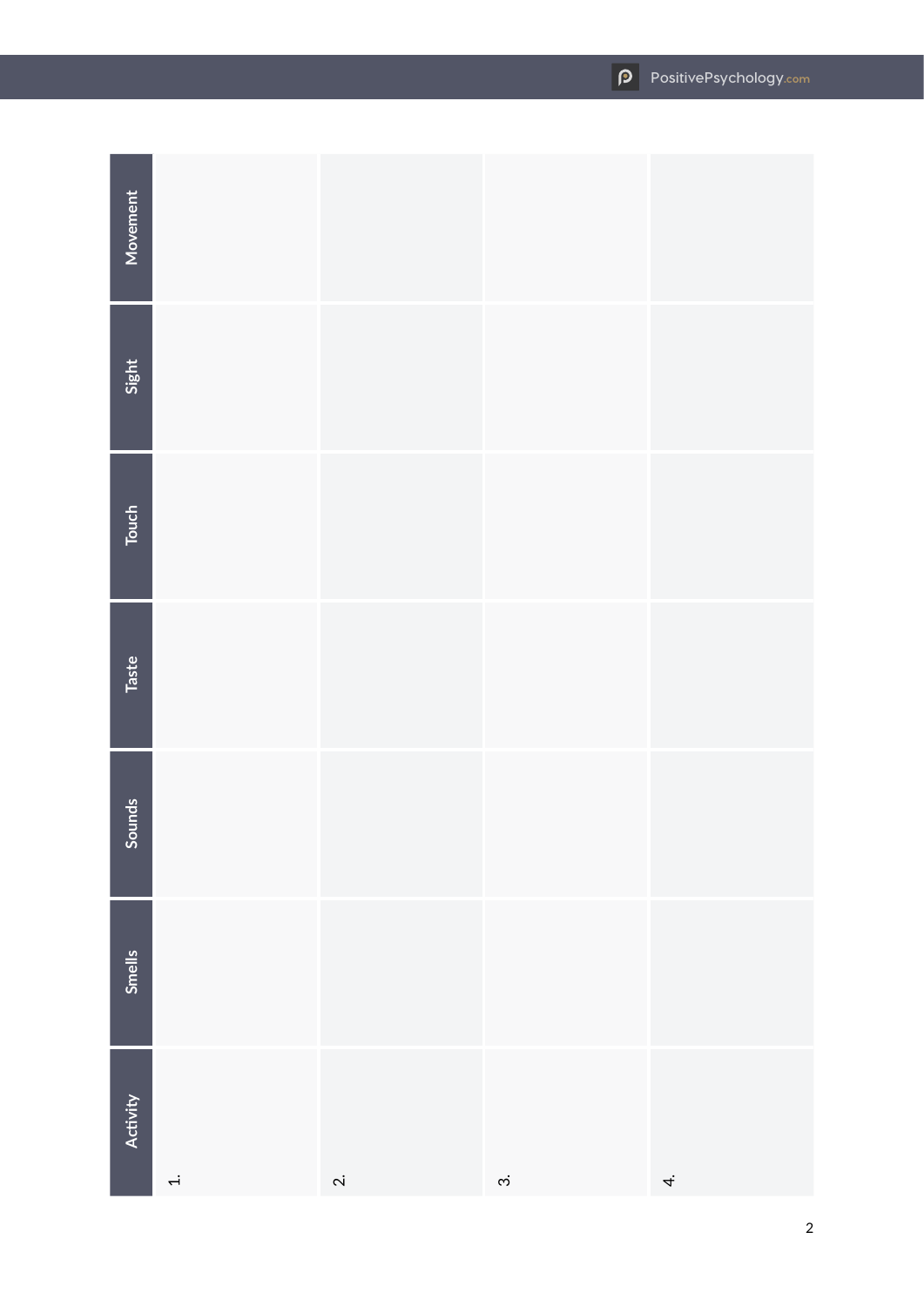| Activity | Smells | Sounds | Taste | Touch | Sight | Movement |
|---|---|---|---|---|---|---|
| 1. | | | | | | |
| 2. | | | | | | |
| 3. | | | | | | |
| 4. | | | | | | |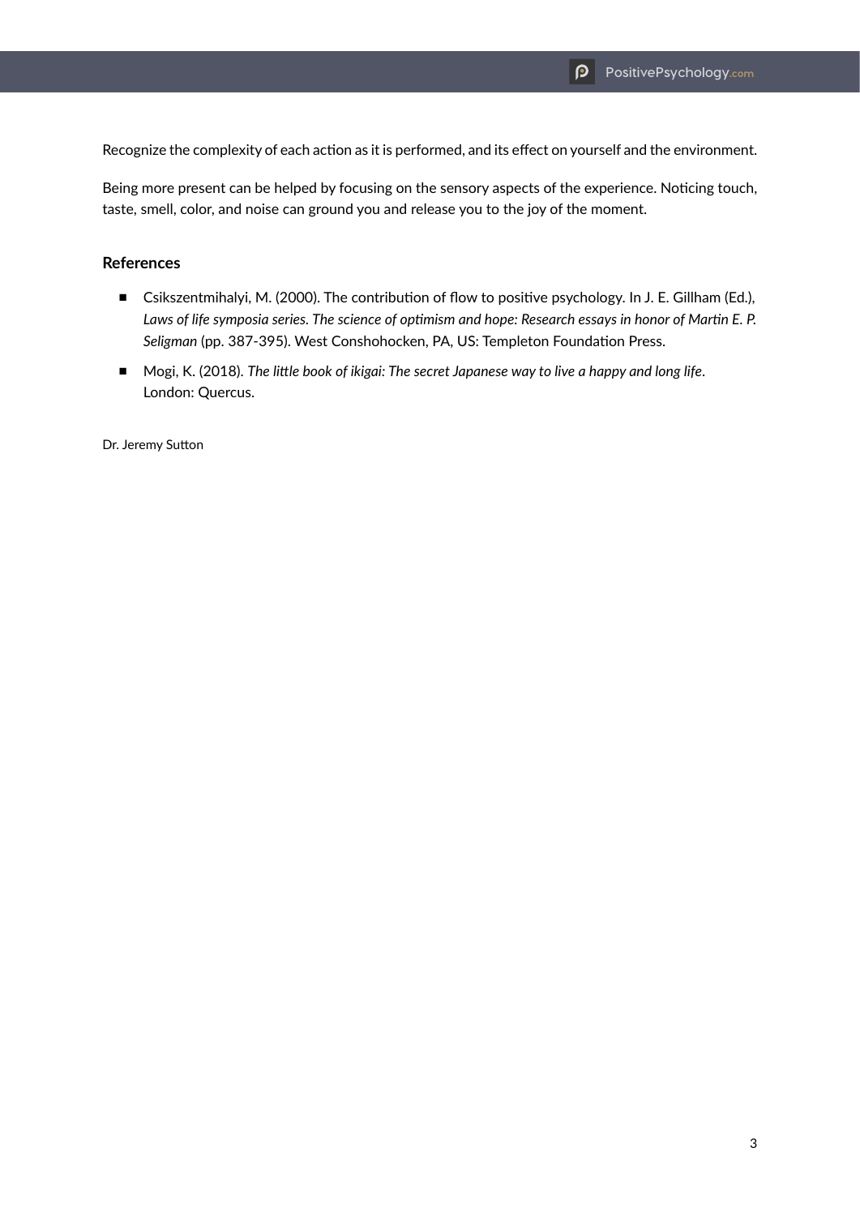Recognize the complexity of each action as it is performed, and its effect on yourself and the environment.

Being more present can be helped by focusing on the sensory aspects of the experience. Noticing touch, taste, smell, color, and noise can ground you and release you to the joy of the moment.

### References

- Csikszentmihalyi, M. (2000). The contribution of flow to positive psychology. In J. E. Gillham (Ed.), *Laws of life symposia series. The science of optimism and hope: Research essays in honor of Martin E. P. Seligman* (pp. 387-395). West Conshohocken, PA, US: Templeton Foundation Press.
- Mogi, K. (2018). *The little book of ikigai: The secret Japanese way to live a happy and long life*. London: Quercus.

Dr. Jeremy Sutton